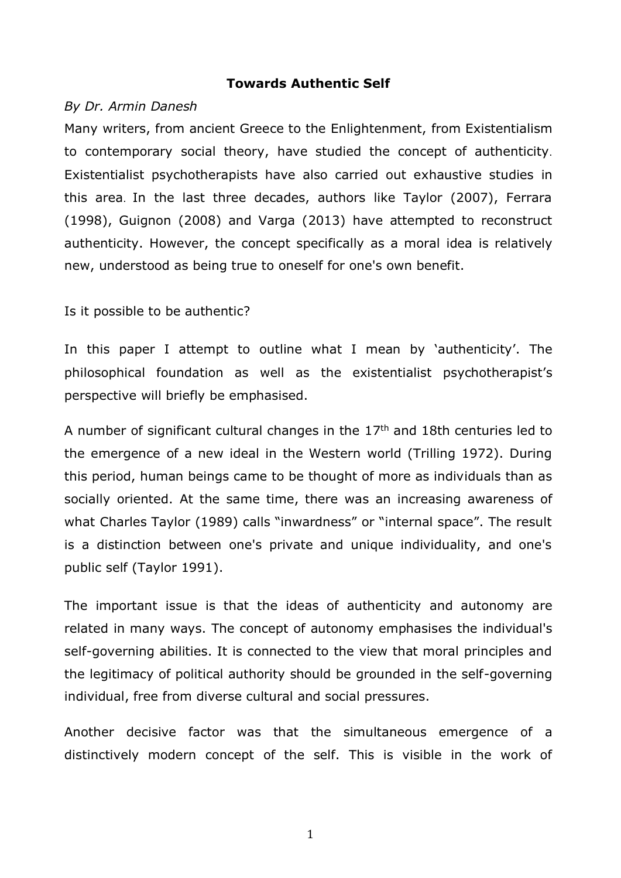# Towards Authentic Self

*By Dr. Armin Danesh*

Many writers, from ancient Greece to the Enlightenment, from Existentialism to contemporary social theory, have studied the concept of authenticity. Existentialist psychotherapists have also carried out exhaustive studies in this area. In the last three decades, authors like Taylor (2007), Ferrara (1998), Guignon (2008) and Varga (2013) have attempted to reconstruct authenticity. However, the concept specifically as a moral idea is relatively new, understood as being true to oneself for one's own benefit.

Is it possible to be authentic?

In this paper I attempt to outline what I mean by 'authenticity'. The philosophical foundation as well as the existentialist psychotherapist's perspective will briefly be emphasised.

A number of significant cultural changes in the 17th and 18th centuries led to the emergence of a new ideal in the Western world (Trilling 1972). During this period, human beings came to be thought of more as individuals than as socially oriented. At the same time, there was an increasing awareness of what Charles Taylor (1989) calls "inwardness" or "internal space". The result is a distinction between one's private and unique individuality, and one's public self (Taylor 1991).

The important issue is that the ideas of authenticity and autonomy are related in many ways. The concept of autonomy emphasises the individual's self-governing abilities. It is connected to the view that moral principles and the legitimacy of political authority should be grounded in the self-governing individual, free from diverse cultural and social pressures.

Another decisive factor was that the simultaneous emergence of a distinctively modern concept of the self. This is visible in the work of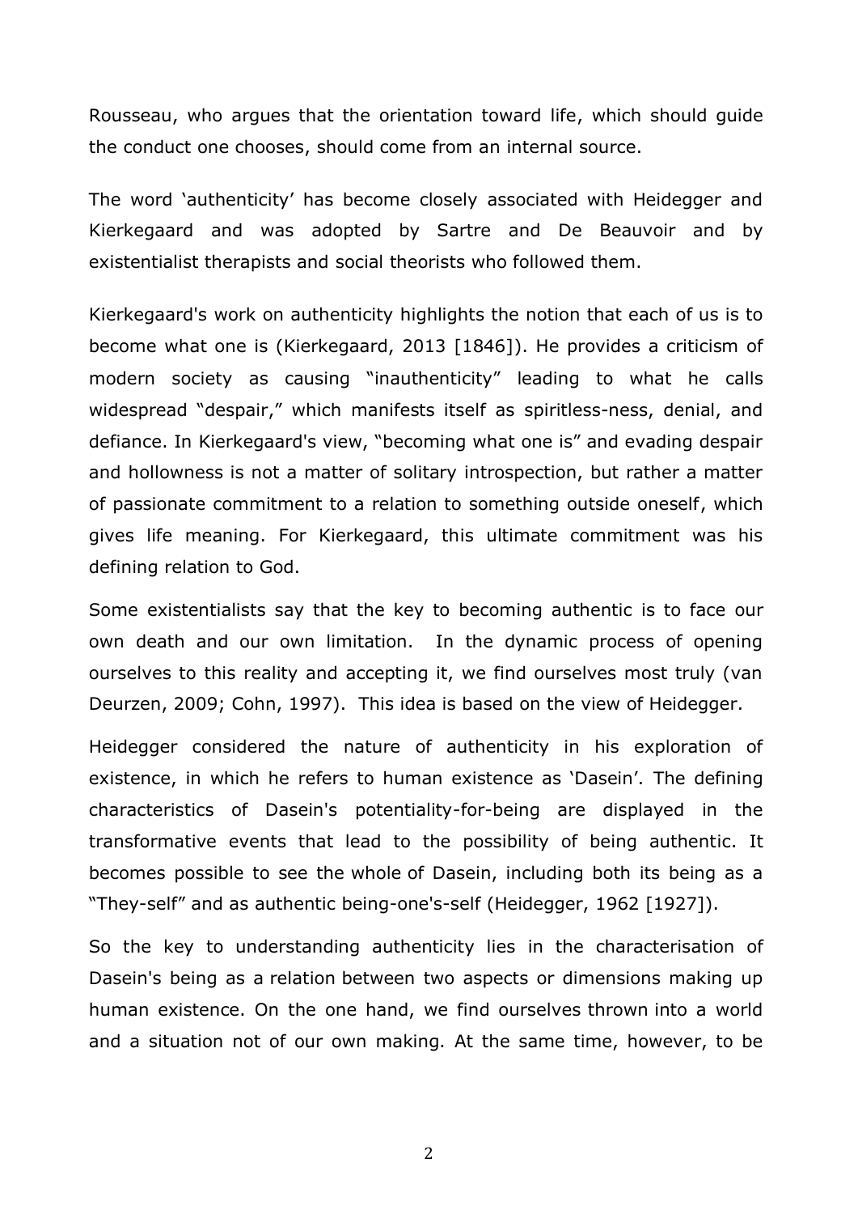Rousseau, who argues that the orientation toward life, which should guide the conduct one chooses, should come from an internal source.

The word 'authenticity' has become closely associated with Heidegger and Kierkegaard and was adopted by Sartre and De Beauvoir and by existentialist therapists and social theorists who followed them.

Kierkegaard's work on authenticity highlights the notion that each of us is to become what one is (Kierkegaard, 2013 [1846]). He provides a criticism of modern society as causing "inauthenticity" leading to what he calls widespread "despair," which manifests itself as spiritless-ness, denial, and defiance. In Kierkegaard's view, "becoming what one is" and evading despair and hollowness is not a matter of solitary introspection, but rather a matter of passionate commitment to a relation to something outside oneself, which gives life meaning. For Kierkegaard, this ultimate commitment was his defining relation to God.

Some existentialists say that the key to becoming authentic is to face our own death and our own limitation. In the dynamic process of opening ourselves to this reality and accepting it, we find ourselves most truly (van Deurzen, 2009; Cohn, 1997). This idea is based on the view of Heidegger.

Heidegger considered the nature of authenticity in his exploration of existence, in which he refers to human existence as 'Dasein'. The defining characteristics of Dasein's potentiality-for-being are displayed in the transformative events that lead to the possibility of being authentic. It becomes possible to see the whole of Dasein, including both its being as a "They-self" and as authentic being-one's-self (Heidegger, 1962 [1927]).

So the key to understanding authenticity lies in the characterisation of Dasein's being as a relation between two aspects or dimensions making up human existence. On the one hand, we find ourselves thrown into a world and a situation not of our own making. At the same time, however, to be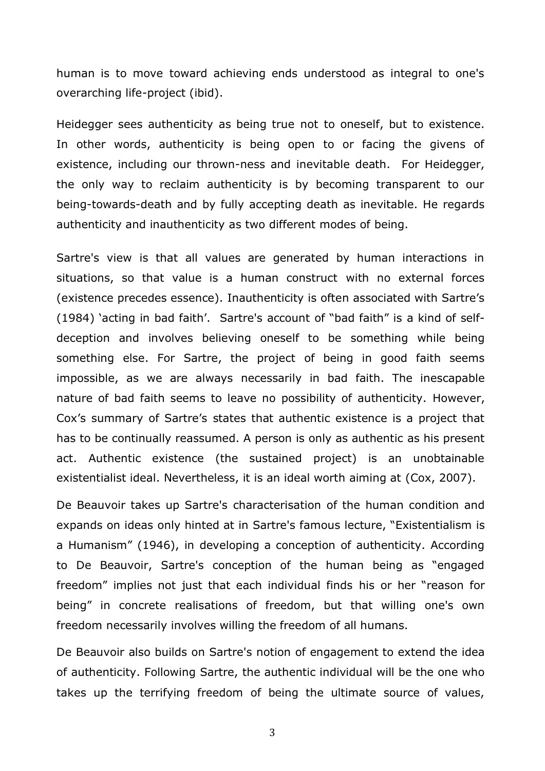human is to move toward achieving ends understood as integral to one's overarching life-project (ibid).

Heidegger sees authenticity as being true not to oneself, but to existence. In other words, authenticity is being open to or facing the givens of existence, including our thrown-ness and inevitable death. For Heidegger, the only way to reclaim authenticity is by becoming transparent to our being-towards-death and by fully accepting death as inevitable. He regards authenticity and inauthenticity as two different modes of being.

Sartre's view is that all values are generated by human interactions in situations, so that value is a human construct with no external forces (existence precedes essence). Inauthenticity is often associated with Sartre's (1984) 'acting in bad faith'. Sartre's account of "bad faith" is a kind of self-deception and involves believing oneself to be something while being something else. For Sartre, the project of being in good faith seems impossible, as we are always necessarily in bad faith. The inescapable nature of bad faith seems to leave no possibility of authenticity. However, Cox's summary of Sartre's states that authentic existence is a project that has to be continually reassumed. A person is only as authentic as his present act. Authentic existence (the sustained project) is an unobtainable existentialist ideal. Nevertheless, it is an ideal worth aiming at (Cox, 2007).

De Beauvoir takes up Sartre's characterisation of the human condition and expands on ideas only hinted at in Sartre's famous lecture, "Existentialism is a Humanism" (1946), in developing a conception of authenticity. According to De Beauvoir, Sartre's conception of the human being as "engaged freedom" implies not just that each individual finds his or her "reason for being" in concrete realisations of freedom, but that willing one's own freedom necessarily involves willing the freedom of all humans.

De Beauvoir also builds on Sartre's notion of engagement to extend the idea of authenticity. Following Sartre, the authentic individual will be the one who takes up the terrifying freedom of being the ultimate source of values,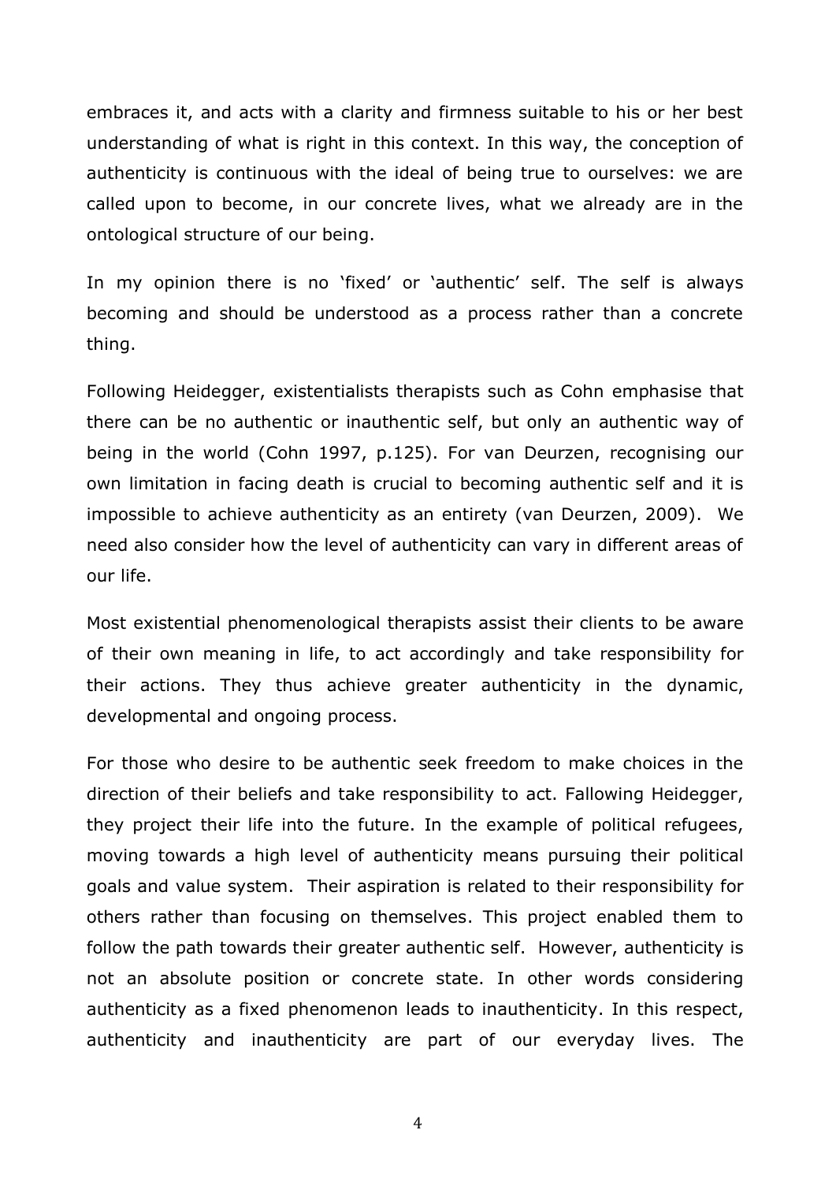embraces it, and acts with a clarity and firmness suitable to his or her best understanding of what is right in this context. In this way, the conception of authenticity is continuous with the ideal of being true to ourselves: we are called upon to become, in our concrete lives, what we already are in the ontological structure of our being.

In my opinion there is no 'fixed' or 'authentic' self. The self is always becoming and should be understood as a process rather than a concrete thing.

Following Heidegger, existentialists therapists such as Cohn emphasise that there can be no authentic or inauthentic self, but only an authentic way of being in the world (Cohn 1997, p.125). For van Deurzen, recognising our own limitation in facing death is crucial to becoming authentic self and it is impossible to achieve authenticity as an entirety (van Deurzen, 2009). We need also consider how the level of authenticity can vary in different areas of our life.

Most existential phenomenological therapists assist their clients to be aware of their own meaning in life, to act accordingly and take responsibility for their actions. They thus achieve greater authenticity in the dynamic, developmental and ongoing process.

For those who desire to be authentic seek freedom to make choices in the direction of their beliefs and take responsibility to act. Fallowing Heidegger, they project their life into the future. In the example of political refugees, moving towards a high level of authenticity means pursuing their political goals and value system. Their aspiration is related to their responsibility for others rather than focusing on themselves. This project enabled them to follow the path towards their greater authentic self. However, authenticity is not an absolute position or concrete state. In other words considering authenticity as a fixed phenomenon leads to inauthenticity. In this respect, authenticity and inauthenticity are part of our everyday lives. The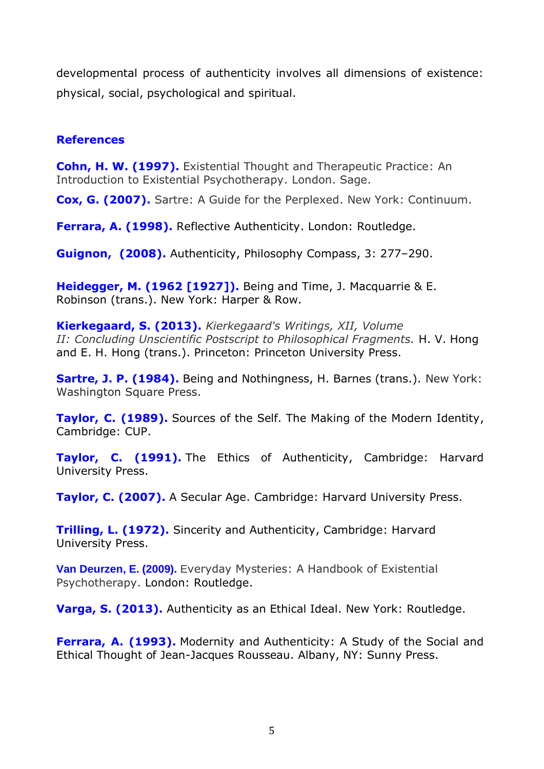developmental process of authenticity involves all dimensions of existence: physical, social, psychological and spiritual.

## References

**Cohn, H. W. (1997).** Existential Thought and Therapeutic Practice: An Introduction to Existential Psychotherapy. London. Sage.

**Cox, G. (2007).** Sartre: A Guide for the Perplexed. New York: Continuum.

**Ferrara, A. (1998).** Reflective Authenticity. London: Routledge.

**Guignon, (2008).** Authenticity, Philosophy Compass, 3: 277–290.

**Heidegger, M. (1962 [1927]).** Being and Time, J. Macquarrie & E. Robinson (trans.). New York: Harper & Row.

**Kierkegaard, S. (2013).** *Kierkegaard's Writings, XII, Volume II: Concluding Unscientific Postscript to Philosophical Fragments.* H. V. Hong and E. H. Hong (trans.). Princeton: Princeton University Press.

**Sartre, J. P. (1984).** Being and Nothingness, H. Barnes (trans.). New York: Washington Square Press.

**Taylor, C. (1989).** Sources of the Self. The Making of the Modern Identity, Cambridge: CUP.

**Taylor, C. (1991).** The Ethics of Authenticity, Cambridge: Harvard University Press.

**Taylor, C. (2007).** A Secular Age. Cambridge: Harvard University Press.

**Trilling, L. (1972).** Sincerity and Authenticity, Cambridge: Harvard University Press.

**Van Deurzen, E. (2009).** Everyday Mysteries: A Handbook of Existential Psychotherapy. London: Routledge.

**Varga, S. (2013).** Authenticity as an Ethical Ideal. New York: Routledge.

**Ferrara, A. (1993).** Modernity and Authenticity: A Study of the Social and Ethical Thought of Jean-Jacques Rousseau. Albany, NY: Sunny Press.